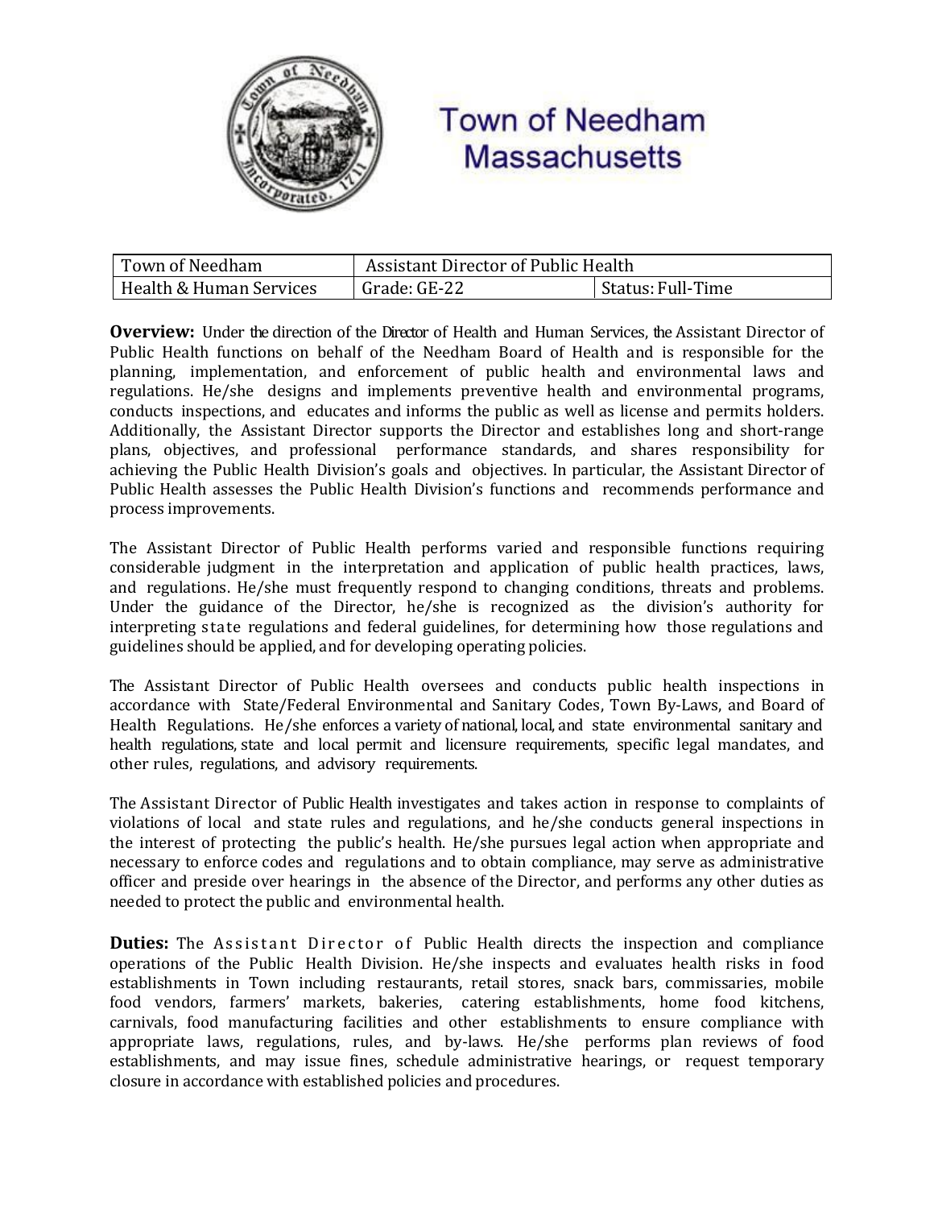# Town of Needham
# Massachusetts

| | | |
|---|---|---|
| Town of Needham | Assistant Director of Public Health | |
| Health & Human Services | Grade: GE-22 | Status: Full-Time |

**Overview:** Under the direction of the Director of Health and Human Services, the Assistant Director of Public Health functions on behalf of the Needham Board of Health and is responsible for the planning, implementation, and enforcement of public health and environmental laws and regulations. He/she designs and implements preventive health and environmental programs, conducts inspections, and educates and informs the public as well as license and permits holders. Additionally, the Assistant Director supports the Director and establishes long and short-range plans, objectives, and professional performance standards, and shares responsibility for achieving the Public Health Division's goals and objectives. In particular, the Assistant Director of Public Health assesses the Public Health Division's functions and recommends performance and process improvements.

The Assistant Director of Public Health performs varied and responsible functions requiring considerable judgment in the interpretation and application of public health practices, laws, and regulations. He/she must frequently respond to changing conditions, threats and problems. Under the guidance of the Director, he/she is recognized as the division's authority for interpreting state regulations and federal guidelines, for determining how those regulations and guidelines should be applied, and for developing operating policies.

The Assistant Director of Public Health oversees and conducts public health inspections in accordance with State/Federal Environmental and Sanitary Codes, Town By-Laws, and Board of Health Regulations. He/she enforces a variety of national, local, and state environmental sanitary and health regulations, state and local permit and licensure requirements, specific legal mandates, and other rules, regulations, and advisory requirements.

The Assistant Director of Public Health investigates and takes action in response to complaints of violations of local and state rules and regulations, and he/she conducts general inspections in the interest of protecting the public's health. He/she pursues legal action when appropriate and necessary to enforce codes and regulations and to obtain compliance, may serve as administrative officer and preside over hearings in the absence of the Director, and performs any other duties as needed to protect the public and environmental health.

**Duties:** The Assistant Director of Public Health directs the inspection and compliance operations of the Public Health Division. He/she inspects and evaluates health risks in food establishments in Town including restaurants, retail stores, snack bars, commissaries, mobile food vendors, farmers' markets, bakeries, catering establishments, home food kitchens, carnivals, food manufacturing facilities and other establishments to ensure compliance with appropriate laws, regulations, rules, and by-laws. He/she performs plan reviews of food establishments, and may issue fines, schedule administrative hearings, or request temporary closure in accordance with established policies and procedures.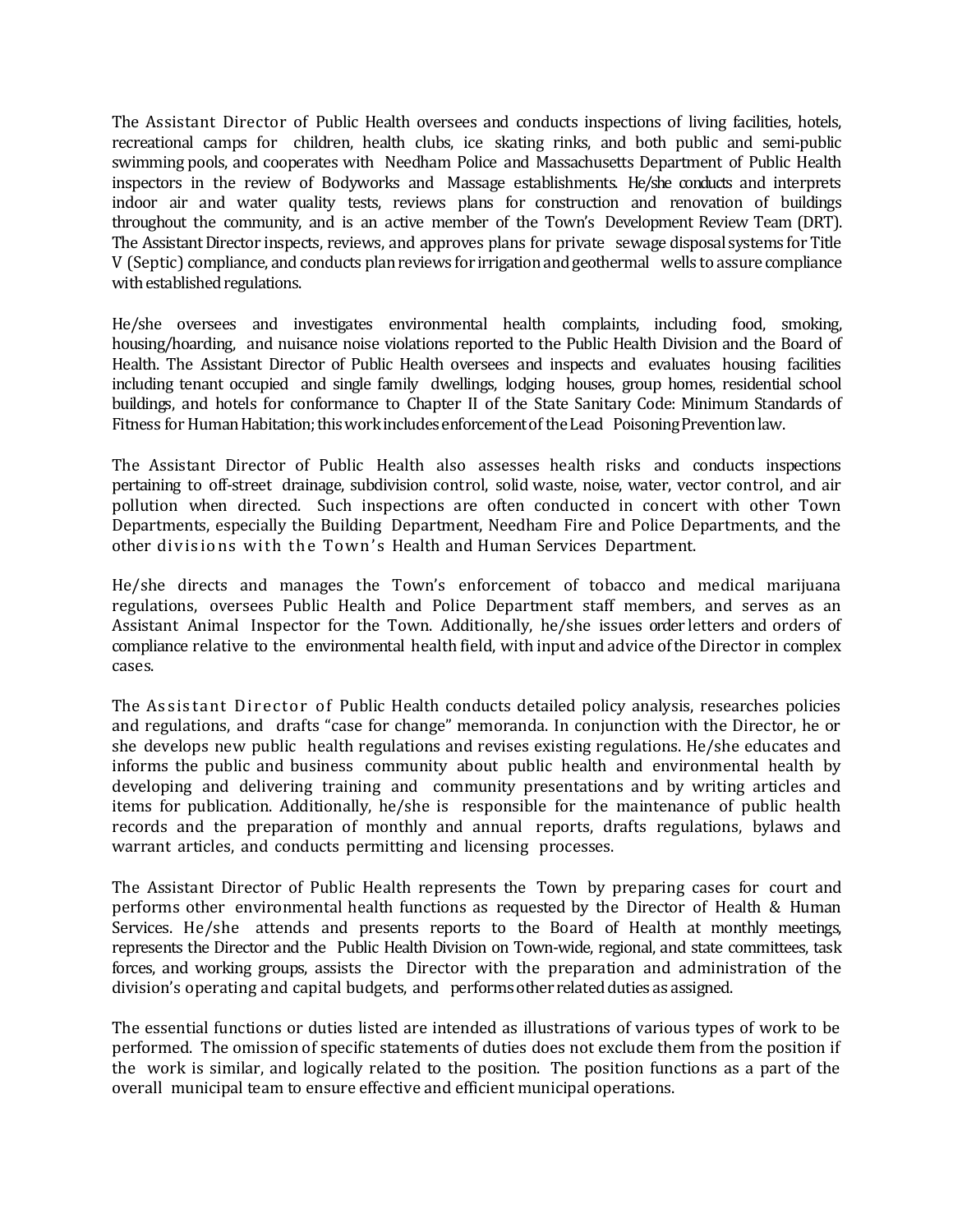The Assistant Director of Public Health oversees and conducts inspections of living facilities, hotels, recreational camps for children, health clubs, ice skating rinks, and both public and semi-public swimming pools, and cooperates with Needham Police and Massachusetts Department of Public Health inspectors in the review of Bodyworks and Massage establishments. He/she conducts and interprets indoor air and water quality tests, reviews plans for construction and renovation of buildings throughout the community, and is an active member of the Town's Development Review Team (DRT). The Assistant Director inspects, reviews, and approves plans for private sewage disposal systems for Title V (Septic) compliance, and conducts plan reviews for irrigation and geothermal wells to assure compliance with established regulations.

He/she oversees and investigates environmental health complaints, including food, smoking, housing/hoarding, and nuisance noise violations reported to the Public Health Division and the Board of Health. The Assistant Director of Public Health oversees and inspects and evaluates housing facilities including tenant occupied and single family dwellings, lodging houses, group homes, residential school buildings, and hotels for conformance to Chapter II of the State Sanitary Code: Minimum Standards of Fitness for Human Habitation; this work includes enforcement of the Lead Poisoning Prevention law.

The Assistant Director of Public Health also assesses health risks and conducts inspections pertaining to off-street drainage, subdivision control, solid waste, noise, water, vector control, and air pollution when directed. Such inspections are often conducted in concert with other Town Departments, especially the Building Department, Needham Fire and Police Departments, and the other divisions with the Town's Health and Human Services Department.

He/she directs and manages the Town's enforcement of tobacco and medical marijuana regulations, oversees Public Health and Police Department staff members, and serves as an Assistant Animal Inspector for the Town. Additionally, he/she issues order letters and orders of compliance relative to the environmental health field, with input and advice of the Director in complex cases.

The Assistant Director of Public Health conducts detailed policy analysis, researches policies and regulations, and drafts "case for change" memoranda. In conjunction with the Director, he or she develops new public health regulations and revises existing regulations. He/she educates and informs the public and business community about public health and environmental health by developing and delivering training and community presentations and by writing articles and items for publication. Additionally, he/she is responsible for the maintenance of public health records and the preparation of monthly and annual reports, drafts regulations, bylaws and warrant articles, and conducts permitting and licensing processes.

The Assistant Director of Public Health represents the Town by preparing cases for court and performs other environmental health functions as requested by the Director of Health & Human Services. He/she attends and presents reports to the Board of Health at monthly meetings, represents the Director and the Public Health Division on Town-wide, regional, and state committees, task forces, and working groups, assists the Director with the preparation and administration of the division's operating and capital budgets, and performs other related duties as assigned.

The essential functions or duties listed are intended as illustrations of various types of work to be performed. The omission of specific statements of duties does not exclude them from the position if the work is similar, and logically related to the position. The position functions as a part of the overall municipal team to ensure effective and efficient municipal operations.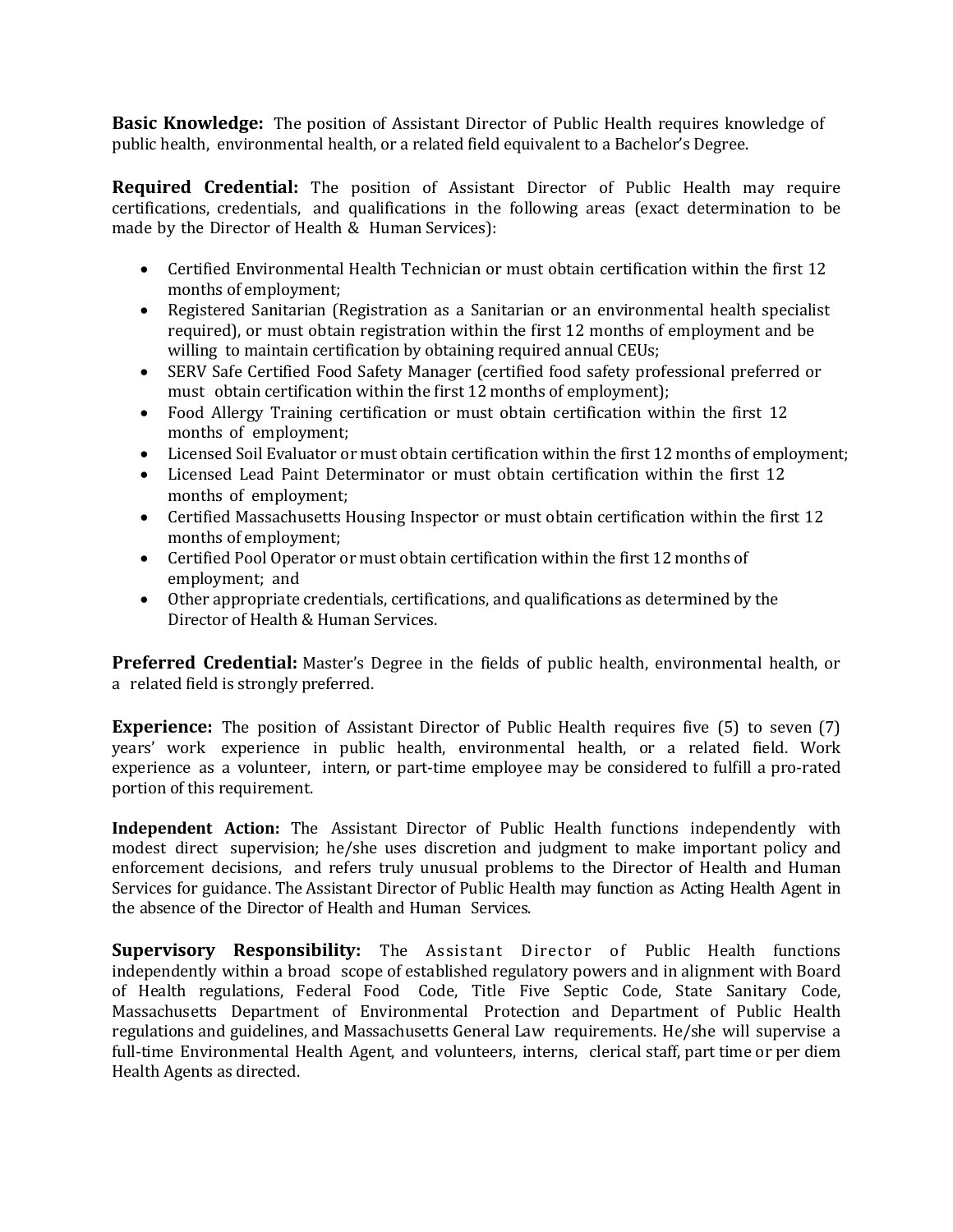**Basic Knowledge:** The position of Assistant Director of Public Health requires knowledge of public health, environmental health, or a related field equivalent to a Bachelor's Degree.

**Required Credential:** The position of Assistant Director of Public Health may require certifications, credentials, and qualifications in the following areas (exact determination to be made by the Director of Health & Human Services):

- Certified Environmental Health Technician or must obtain certification within the first 12 months of employment;
- Registered Sanitarian (Registration as a Sanitarian or an environmental health specialist required), or must obtain registration within the first 12 months of employment and be willing to maintain certification by obtaining required annual CEUs;
- SERV Safe Certified Food Safety Manager (certified food safety professional preferred or must obtain certification within the first 12 months of employment);
- Food Allergy Training certification or must obtain certification within the first 12 months of employment;
- Licensed Soil Evaluator or must obtain certification within the first 12 months of employment;
- Licensed Lead Paint Determinator or must obtain certification within the first 12 months of employment;
- Certified Massachusetts Housing Inspector or must obtain certification within the first 12 months of employment;
- Certified Pool Operator or must obtain certification within the first 12 months of employment; and
- Other appropriate credentials, certifications, and qualifications as determined by the Director of Health & Human Services.

**Preferred Credential:** Master's Degree in the fields of public health, environmental health, or a related field is strongly preferred.

**Experience:** The position of Assistant Director of Public Health requires five (5) to seven (7) years' work experience in public health, environmental health, or a related field. Work experience as a volunteer, intern, or part-time employee may be considered to fulfill a pro-rated portion of this requirement.

**Independent Action:** The Assistant Director of Public Health functions independently with modest direct supervision; he/she uses discretion and judgment to make important policy and enforcement decisions, and refers truly unusual problems to the Director of Health and Human Services for guidance. The Assistant Director of Public Health may function as Acting Health Agent in the absence of the Director of Health and Human Services.

**Supervisory Responsibility:** The Assistant Director of Public Health functions independently within a broad scope of established regulatory powers and in alignment with Board of Health regulations, Federal Food Code, Title Five Septic Code, State Sanitary Code, Massachusetts Department of Environmental Protection and Department of Public Health regulations and guidelines, and Massachusetts General Law requirements. He/she will supervise a full-time Environmental Health Agent, and volunteers, interns, clerical staff, part time or per diem Health Agents as directed.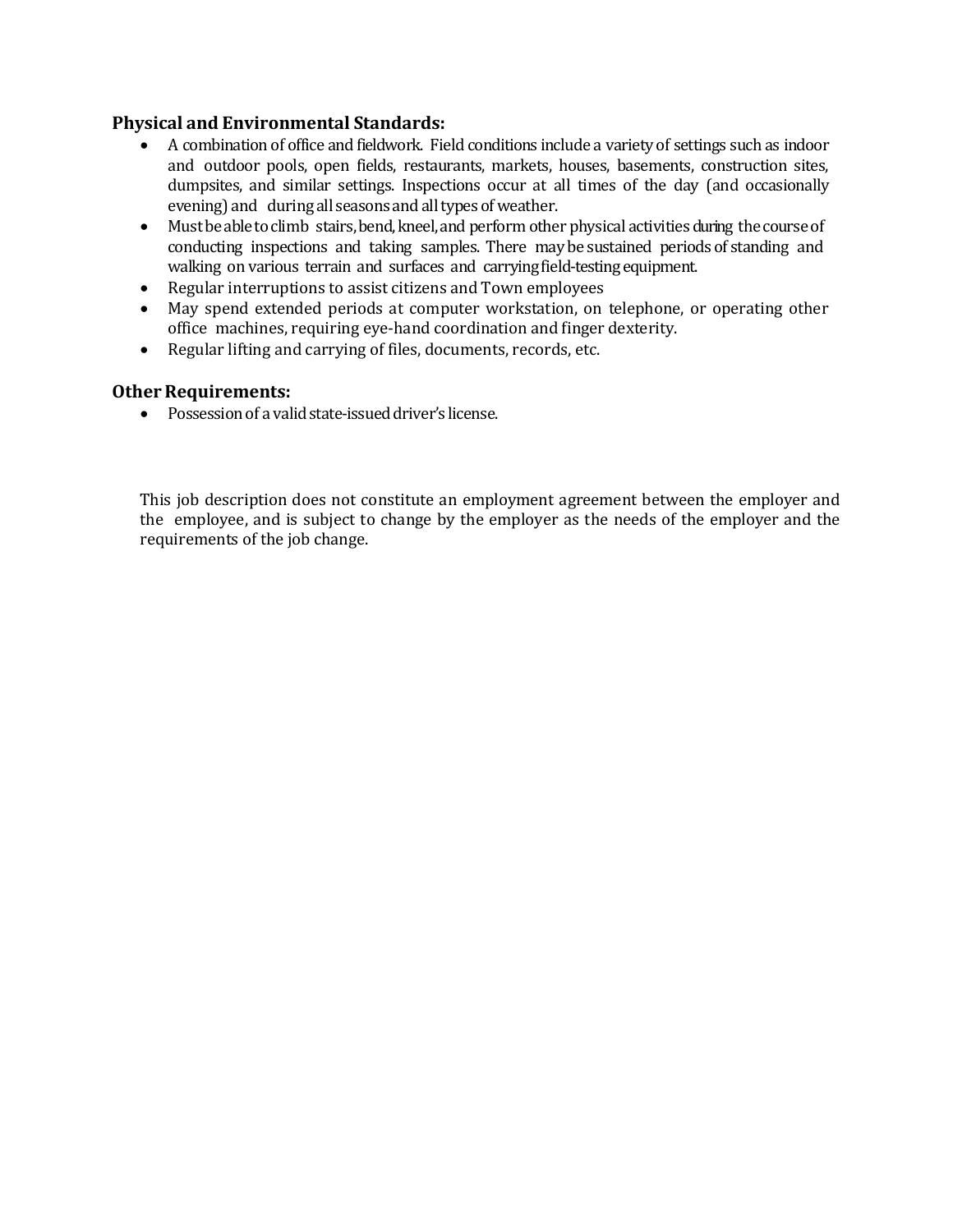### Physical and Environmental Standards:

- A combination of office and fieldwork. Field conditions include a variety of settings such as indoor and outdoor pools, open fields, restaurants, markets, houses, basements, construction sites, dumpsites, and similar settings. Inspections occur at all times of the day (and occasionally evening) and during all seasons and all types of weather.
- Must be able to climb stairs, bend, kneel, and perform other physical activities during the course of conducting inspections and taking samples. There may be sustained periods of standing and walking on various terrain and surfaces and carrying field-testing equipment.
- Regular interruptions to assist citizens and Town employees
- May spend extended periods at computer workstation, on telephone, or operating other office machines, requiring eye-hand coordination and finger dexterity.
- Regular lifting and carrying of files, documents, records, etc.

### Other Requirements:

- Possession of a valid state-issued driver's license.

This job description does not constitute an employment agreement between the employer and the employee, and is subject to change by the employer as the needs of the employer and the requirements of the job change.